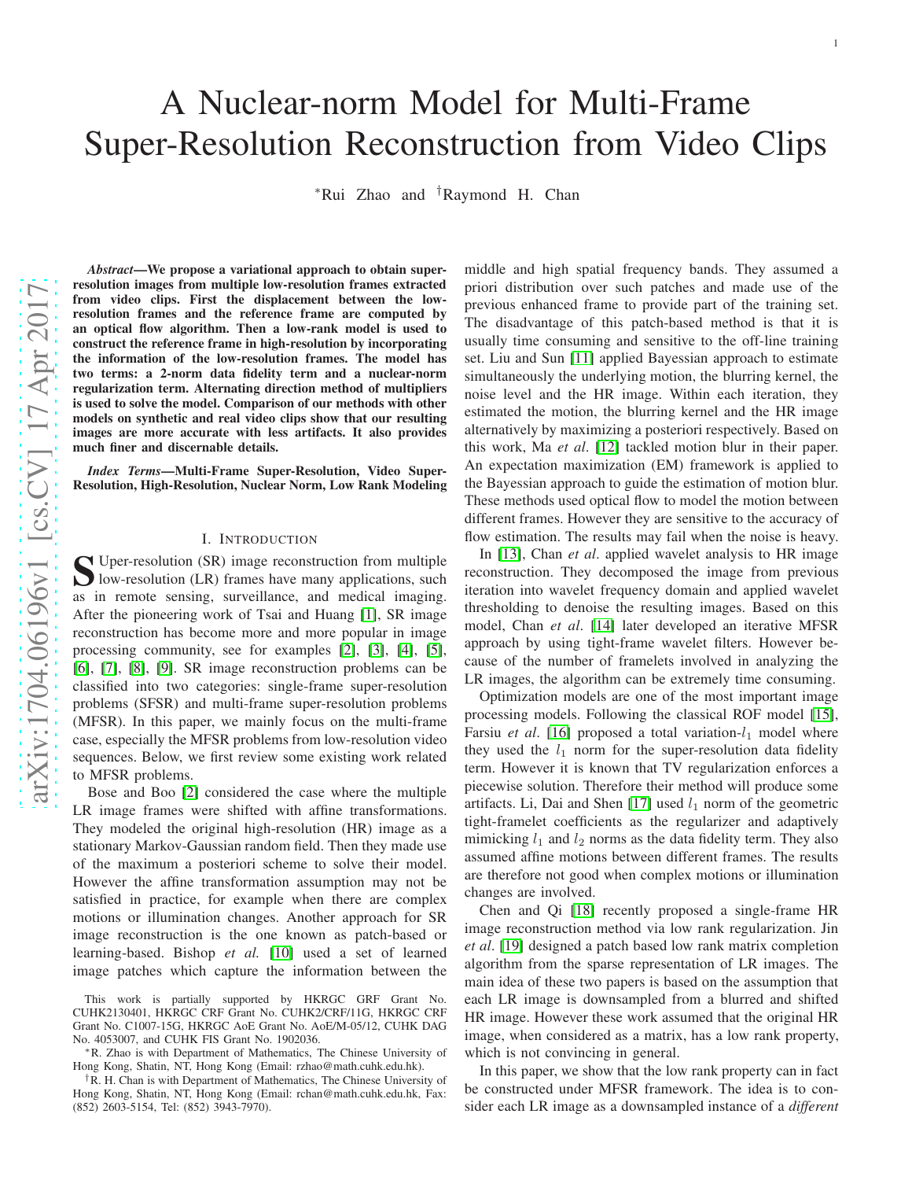# A Nuclear-norm Model for Multi-Frame Super-Resolution Reconstruction from Video Clips

*Rui Zhao and †Raymond H. Chan

***Abstract*—We propose a variational approach to obtain super-resolution images from multiple low-resolution frames extracted from video clips. First the displacement between the low-resolution frames and the reference frame are computed by an optical flow algorithm. Then a low-rank model is used to construct the reference frame in high-resolution by incorporating the information of the low-resolution frames. The model has two terms: a 2-norm data fidelity term and a nuclear-norm regularization term. Alternating direction method of multipliers is used to solve the model. Comparison of our methods with other models on synthetic and real video clips show that our resulting images are more accurate with less artifacts. It also provides much finer and discernable details.**

***Index Terms*—Multi-Frame Super-Resolution, Video Super-Resolution, High-Resolution, Nuclear Norm, Low Rank Modeling**

## I. Introduction

Super-resolution (SR) image reconstruction from multiple low-resolution (LR) frames have many applications, such as in remote sensing, surveillance, and medical imaging. After the pioneering work of Tsai and Huang [1], SR image reconstruction has become more and more popular in image processing community, see for examples [2], [3], [4], [5], [6], [7], [8], [9]. SR image reconstruction problems can be classified into two categories: single-frame super-resolution problems (SFSR) and multi-frame super-resolution problems (MFSR). In this paper, we mainly focus on the multi-frame case, especially the MFSR problems from low-resolution video sequences. Below, we first review some existing work related to MFSR problems.

Bose and Boo [2] considered the case where the multiple LR image frames were shifted with affine transformations. They modeled the original high-resolution (HR) image as a stationary Markov-Gaussian random field. Then they made use of the maximum a posteriori scheme to solve their model. However the affine transformation assumption may not be satisfied in practice, for example when there are complex motions or illumination changes. Another approach for SR image reconstruction is the one known as patch-based or learning-based. Bishop *et al.* [10] used a set of learned image patches which capture the information between the middle and high spatial frequency bands. They assumed a priori distribution over such patches and made use of the previous enhanced frame to provide part of the training set. The disadvantage of this patch-based method is that it is usually time consuming and sensitive to the off-line training set. Liu and Sun [11] applied Bayessian approach to estimate simultaneously the underlying motion, the blurring kernel, the noise level and the HR image. Within each iteration, they estimated the motion, the blurring kernel and the HR image alternatively by maximizing a posteriori respectively. Based on this work, Ma *et al*. [12] tackled motion blur in their paper. An expectation maximization (EM) framework is applied to the Bayessian approach to guide the estimation of motion blur. These methods used optical flow to model the motion between different frames. However they are sensitive to the accuracy of flow estimation. The results may fail when the noise is heavy.

In [13], Chan *et al*. applied wavelet analysis to HR image reconstruction. They decomposed the image from previous iteration into wavelet frequency domain and applied wavelet thresholding to denoise the resulting images. Based on this model, Chan *et al*. [14] later developed an iterative MFSR approach by using tight-frame wavelet filters. However because of the number of framelets involved in analyzing the LR images, the algorithm can be extremely time consuming.

Optimization models are one of the most important image processing models. Following the classical ROF model [15], Farsiu *et al*. [16] proposed a total variation-$l_1$ model where they used the $l_1$ norm for the super-resolution data fidelity term. However it is known that TV regularization enforces a piecewise solution. Therefore their method will produce some artifacts. Li, Dai and Shen [17] used $l_1$ norm of the geometric tight-framelet coefficients as the regularizer and adaptively mimicking $l_1$ and $l_2$ norms as the data fidelity term. They also assumed affine motions between different frames. The results are therefore not good when complex motions or illumination changes are involved.

Chen and Qi [18] recently proposed a single-frame HR image reconstruction method via low rank regularization. Jin *et al*. [19] designed a patch based low rank matrix completion algorithm from the sparse representation of LR images. The main idea of these two papers is based on the assumption that each LR image is downsampled from a blurred and shifted HR image. However these work assumed that the original HR image, when considered as a matrix, has a low rank property, which is not convincing in general.

In this paper, we show that the low rank property can in fact be constructed under MFSR framework. The idea is to consider each LR image as a downsampled instance of a *different*

---

This work is partially supported by HKRGC GRF Grant No. CUHK2130401, HKRGC CRF Grant No. CUHK2/CRF/11G, HKRGC CRF Grant No. C1007-15G, HKRGC AoE Grant No. AoE/M-05/12, CUHK DAG No. 4053007, and CUHK FIS Grant No. 1902036.

*R. Zhao is with Department of Mathematics, The Chinese University of Hong Kong, Shatin, NT, Hong Kong (Email: rzhao@math.cuhk.edu.hk).

†R. H. Chan is with Department of Mathematics, The Chinese University of Hong Kong, Shatin, NT, Hong Kong (Email: rchan@math.cuhk.edu.hk, Fax: (852) 2603-5154, Tel: (852) 3943-7970).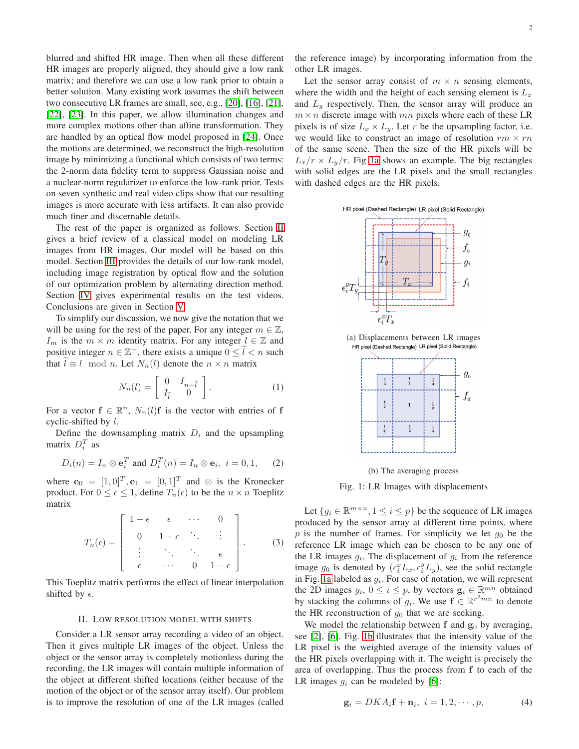blurred and shifted HR image. Then when all these different HR images are properly aligned, they should give a low rank matrix; and therefore we can use a low rank prior to obtain a better solution. Many existing work assumes the shift between two consecutive LR frames are small, see, e.g., [20], [16], [21], [22], [23]. In this paper, we allow illumination changes and more complex motions other than affine transformation. They are handled by an optical flow model proposed in [24]. Once the motions are determined, we reconstruct the high-resolution image by minimizing a functional which consists of two terms: the 2-norm data fidelity term to suppress Gaussian noise and a nuclear-norm regularizer to enforce the low-rank prior. Tests on seven synthetic and real video clips show that our resulting images is more accurate with less artifacts. It can also provide much finer and discernable details.

The rest of the paper is organized as follows. Section II gives a brief review of a classical model on modeling LR images from HR images. Our model will be based on this model. Section III provides the details of our low-rank model, including image registration by optical flow and the solution of our optimization problem by alternating direction method. Section IV gives experimental results on the test videos. Conclusions are given in Section V.

To simplify our discussion, we now give the notation that we will be using for the rest of the paper. For any integer $m \in \mathbb{Z}$, $I_m$ is the $m \times m$ identity matrix. For any integer $l \in \mathbb{Z}$ and positive integer $n \in \mathbb{Z}^+$, there exists a unique $0 \le \tilde{l} < n$ such that $\tilde{l} \equiv l \mod n$. Let $N_n(l)$ denote the $n \times n$ matrix

$$N_n(l) = \begin{bmatrix} 0 & I_{n-\tilde{l}} \\ I_{\tilde{l}} & 0 \end{bmatrix}. \qquad (1)$$

For a vector $\mathbf{f} \in \mathbb{R}^n$, $N_n(l)\mathbf{f}$ is the vector with entries of $\mathbf{f}$ cyclic-shifted by $l$.

Define the downsampling matrix $D_i$ and the upsampling matrix $D_i^T$ as

$$D_i(n) = I_n \otimes \mathbf{e}_i^T \text{ and } D_i^T(n) = I_n \otimes \mathbf{e}_i, \ i = 0, 1, \qquad (2)$$

where $\mathbf{e}_0 = [1, 0]^T, \mathbf{e}_1 = [0, 1]^T$ and $\otimes$ is the Kronecker product. For $0 \le \epsilon \le 1$, define $T_n(\epsilon)$ to be the $n \times n$ Toeplitz matrix

$$T_n(\epsilon) = \begin{bmatrix} 1-\epsilon & \epsilon & \cdots & 0 \\ 0 & 1-\epsilon & \ddots & \vdots \\ \vdots & \ddots & \ddots & \epsilon \\ \epsilon & \cdots & 0 & 1-\epsilon \end{bmatrix}. \qquad (3)$$

This Toeplitz matrix performs the effect of linear interpolation shifted by $\epsilon$.

## II. Low resolution model with shifts

Consider a LR sensor array recording a video of an object. Then it gives multiple LR images of the object. Unless the object or the sensor array is completely motionless during the recording, the LR images will contain multiple information of the object at different shifted locations (either because of the motion of the object or of the sensor array itself). Our problem is to improve the resolution of one of the LR images (called the reference image) by incorporating information from the other LR images.

Let the sensor array consist of $m \times n$ sensing elements, where the width and the height of each sensing element is $L_x$ and $L_y$ respectively. Then, the sensor array will produce an $m \times n$ discrete image with $mn$ pixels where each of these LR pixels is of size $L_x \times L_y$. Let $r$ be the upsampling factor, i.e. we would like to construct an image of resolution $rm \times rn$ of the same scene. Then the size of the HR pixels will be $L_x/r \times L_y/r$. Fig 1a shows an example. The big rectangles with solid edges are the LR pixels and the small rectangles with dashed edges are the HR pixels.

(a) Displacements between LR images

(b) The averaging process

Fig. 1: LR Images with displacements

Let $\{g_i \in \mathbb{R}^{m \times n}, 1 \le i \le p\}$ be the sequence of LR images produced by the sensor array at different time points, where $p$ is the number of frames. For simplicity we let $g_0$ be the reference LR image which can be chosen to be any one of the LR images $g_i$. The displacement of $g_i$ from the reference image $g_0$ is denoted by $(\epsilon_i^x L_x, \epsilon_i^y L_y)$, see the solid rectangle in Fig. 1a labeled as $g_i$. For ease of notation, we will represent the 2D images $g_i$, $0 \le i \le p$, by vectors $\mathbf{g}_i \in \mathbb{R}^{mn}$ obtained by stacking the columns of $g_i$. We use $\mathbf{f} \in \mathbb{R}^{r^2mn}$ to denote the HR reconstruction of $g_0$ that we are seeking.

We model the relationship between $\mathbf{f}$ and $\mathbf{g}_0$ by averaging, see [2], [6]. Fig. 1b illustrates that the intensity value of the LR pixel is the weighted average of the intensity values of the HR pixels overlapping with it. The weight is precisely the area of overlapping. Thus the process from $\mathbf{f}$ to each of the LR images $g_i$ can be modeled by [6]:

$$\mathbf{g}_i = DKA_i\mathbf{f} + \mathbf{n}_i, \ i = 1, 2, \cdots, p, \qquad (4)$$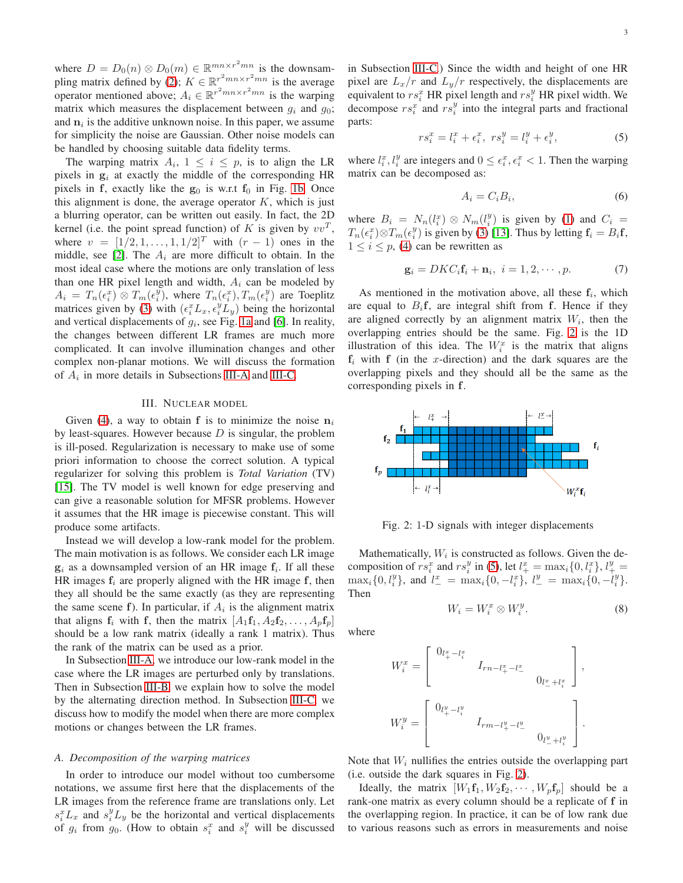where $D = D_0(n) \otimes D_0(m) \in \mathbb{R}^{mn \times r^2 mn}$ is the downsampling matrix defined by (2); $K \in \mathbb{R}^{r^2 mn \times r^2 mn}$ is the average operator mentioned above; $A_i \in \mathbb{R}^{r^2 mn \times r^2 mn}$ is the warping matrix which measures the displacement between $g_i$ and $g_0$; and $\mathbf{n}_i$ is the additive unknown noise. In this paper, we assume for simplicity the noise are Gaussian. Other noise models can be handled by choosing suitable data fidelity terms.

The warping matrix $A_i$, $1 \le i \le p$, is to align the LR pixels in $\mathbf{g}_i$ at exactly the middle of the corresponding HR pixels in $\mathbf{f}$, exactly like the $\mathbf{g}_0$ is w.r.t $\mathbf{f}_0$ in Fig. 1b. Once this alignment is done, the average operator $K$, which is just a blurring operator, can be written out easily. In fact, the 2D kernel (i.e. the point spread function) of $K$ is given by $vv^T$, where $v = [1/2, 1, \ldots, 1, 1/2]^T$ with $(r-1)$ ones in the middle, see [2]. The $A_i$ are more difficult to obtain. In the most ideal case where the motions are only translation of less than one HR pixel length and width, $A_i$ can be modeled by $A_i = T_n(\epsilon_i^x) \otimes T_m(\epsilon_i^y)$, where $T_n(\epsilon_i^x), T_m(\epsilon_i^y)$ are Toeplitz matrices given by (3) with $(\epsilon_i^x L_x, \epsilon_i^y L_y)$ being the horizontal and vertical displacements of $g_i$, see Fig. 1a and [6]. In reality, the changes between different LR frames are much more complicated. It can involve illumination changes and other complex non-planar motions. We will discuss the formation of $A_i$ in more details in Subsections III-A and III-C.

## III. Nuclear model

Given (4), a way to obtain $\mathbf{f}$ is to minimize the noise $\mathbf{n}_i$ by least-squares. However because $D$ is singular, the problem is ill-posed. Regularization is necessary to make use of some priori information to choose the correct solution. A typical regularizer for solving this problem is *Total Variation* (TV) [15]. The TV model is well known for edge preserving and can give a reasonable solution for MFSR problems. However it assumes that the HR image is piecewise constant. This will produce some artifacts.

Instead we will develop a low-rank model for the problem. The main motivation is as follows. We consider each LR image $\mathbf{g}_i$ as a downsampled version of an HR image $\mathbf{f}_i$. If all these HR images $\mathbf{f}_i$ are properly aligned with the HR image $\mathbf{f}$, then they all should be the same exactly (as they are representing the same scene $\mathbf{f}$). In particular, if $A_i$ is the alignment matrix that aligns $\mathbf{f}_i$ with $\mathbf{f}$, then the matrix $[A_1\mathbf{f}_1, A_2\mathbf{f}_2, \ldots, A_p\mathbf{f}_p]$ should be a low rank matrix (ideally a rank 1 matrix). Thus the rank of the matrix can be used as a prior.

In Subsection III-A, we introduce our low-rank model in the case where the LR images are perturbed only by translations. Then in Subsection III-B, we explain how to solve the model by the alternating direction method. In Subsection III-C, we discuss how to modify the model when there are more complex motions or changes between the LR frames.

### A. Decomposition of the warping matrices

In order to introduce our model without too cumbersome notations, we assume first here that the displacements of the LR images from the reference frame are translations only. Let $s_i^x L_x$ and $s_i^y L_y$ be the horizontal and vertical displacements of $g_i$ from $g_0$. (How to obtain $s_i^x$ and $s_i^y$ will be discussed in Subsection III-C.) Since the width and height of one HR pixel are $L_x/r$ and $L_y/r$ respectively, the displacements are equivalent to $rs_i^x$ HR pixel length and $rs_i^y$ HR pixel width. We decompose $rs_i^x$ and $rs_i^y$ into the integral parts and fractional parts:

$$rs_i^x = l_i^x + \epsilon_i^x, \;\; rs_i^y = l_i^y + \epsilon_i^y, \tag{5}$$

where $l_i^x, l_i^y$ are integers and $0 \le \epsilon_i^x, \epsilon_i^y < 1$. Then the warping matrix can be decomposed as:

$$A_i = C_i B_i, \tag{6}$$

where $B_i = N_n(l_i^x) \otimes N_m(l_i^y)$ is given by (1) and $C_i = T_n(\epsilon_i^x) \otimes T_m(\epsilon_i^y)$ is given by (3) [13]. Thus by letting $\mathbf{f}_i = B_i \mathbf{f}$, $1 \le i \le p$, (4) can be rewritten as

$$\mathbf{g}_i = DKC_i\mathbf{f}_i + \mathbf{n}_i, \;\; i = 1, 2, \cdots, p. \tag{7}$$

As mentioned in the motivation above, all these $\mathbf{f}_i$, which are equal to $B_i\mathbf{f}$, are integral shift from $\mathbf{f}$. Hence if they are aligned correctly by an alignment matrix $W_i$, then the overlapping entries should be the same. Fig. 2 is the 1D illustration of this idea. The $W_i^x$ is the matrix that aligns $\mathbf{f}_i$ with $\mathbf{f}$ (in the $x$-direction) and the dark squares are the overlapping pixels and they should all be the same as the corresponding pixels in $\mathbf{f}$.

Fig. 2: 1-D signals with integer displacements

Mathematically, $W_i$ is constructed as follows. Given the decomposition of $rs_i^x$ and $rs_i^y$ in (5), let $l_+^x = \max_i\{0, l_i^x\}$, $l_+^y = \max_i\{0, l_i^y\}$, and $l_-^x = \max_i\{0, -l_i^x\}$, $l_-^y = \max_i\{0, -l_i^y\}$. Then

$$W_i = W_i^x \otimes W_i^y. \tag{8}$$

where

$$W_i^x = \begin{bmatrix} 0_{l_+^x - l_i^x} & & \\ & I_{rn - l_+^x - l_-^x} & \\ & & 0_{l_-^x + l_i^x} \end{bmatrix},$$

$$W_i^y = \begin{bmatrix} 0_{l_+^y - l_i^y} & & \\ & I_{rm - l_+^y - l_-^y} & \\ & & 0_{l_-^y + l_i^y} \end{bmatrix}.$$

Note that $W_i$ nullifies the entries outside the overlapping part (i.e. outside the dark squares in Fig. 2).

Ideally, the matrix $[W_1\mathbf{f}_1, W_2\mathbf{f}_2, \cdots, W_p\mathbf{f}_p]$ should be a rank-one matrix as every column should be a replicate of $\mathbf{f}$ in the overlapping region. In practice, it can be of low rank due to various reasons such as errors in measurements and noise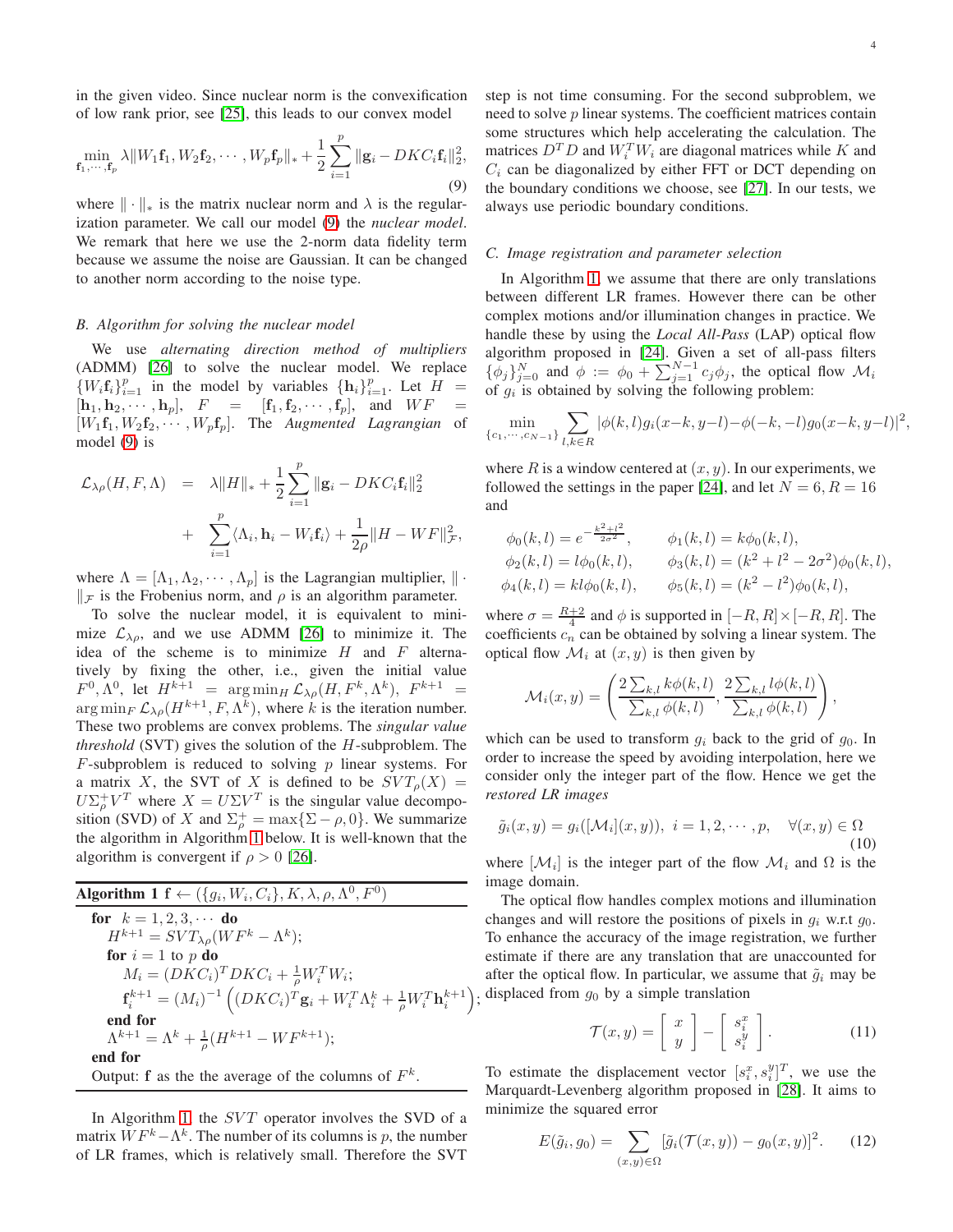in the given video. Since nuclear norm is the convexification of low rank prior, see [25], this leads to our convex model

$$\min_{\mathbf{f}_1,\cdots,\mathbf{f}_p} \lambda\|W_1\mathbf{f}_1, W_2\mathbf{f}_2, \cdots, W_p\mathbf{f}_p\|_* + \frac{1}{2}\sum_{i=1}^{p}\|\mathbf{g}_i - DKC_i\mathbf{f}_i\|_2^2, \tag{9}$$

where $\|\cdot\|_*$ is the matrix nuclear norm and $\lambda$ is the regularization parameter. We call our model (9) the *nuclear model*. We remark that here we use the 2-norm data fidelity term because we assume the noise are Gaussian. It can be changed to another norm according to the noise type.

### B. Algorithm for solving the nuclear model

We use *alternating direction method of multipliers* (ADMM) [26] to solve the nuclear model. We replace $\{W_i\mathbf{f}_i\}_{i=1}^p$ in the model by variables $\{\mathbf{h}_i\}_{i=1}^p$. Let $H = [\mathbf{h}_1, \mathbf{h}_2, \cdots, \mathbf{h}_p]$, $F = [\mathbf{f}_1, \mathbf{f}_2, \cdots, \mathbf{f}_p]$, and $WF = [W_1\mathbf{f}_1, W_2\mathbf{f}_2, \cdots, W_p\mathbf{f}_p]$. The *Augmented Lagrangian* of model (9) is

$$\begin{aligned}\mathcal{L}_{\lambda\rho}(H, F, \Lambda) &= \lambda\|H\|_* + \frac{1}{2}\sum_{i=1}^{p}\|\mathbf{g}_i - DKC_i\mathbf{f}_i\|_2^2 \\ &+ \sum_{i=1}^{p}\langle\Lambda_i, \mathbf{h}_i - W_i\mathbf{f}_i\rangle + \frac{1}{2\rho}\|H - WF\|_{\mathcal{F}}^2,\end{aligned}$$

where $\Lambda = [\Lambda_1, \Lambda_2, \cdots, \Lambda_p]$ is the Lagrangian multiplier, $\|\cdot\|_{\mathcal{F}}$ is the Frobenius norm, and $\rho$ is an algorithm parameter.

To solve the nuclear model, it is equivalent to minimize $\mathcal{L}_{\lambda\rho}$, and we use ADMM [26] to minimize it. The idea of the scheme is to minimize $H$ and $F$ alternatively by fixing the other, i.e., given the initial value $F^0, \Lambda^0$, let $H^{k+1} = \arg\min_H \mathcal{L}_{\lambda\rho}(H, F^k, \Lambda^k)$, $F^{k+1} = \arg\min_F \mathcal{L}_{\lambda\rho}(H^{k+1}, F, \Lambda^k)$, where $k$ is the iteration number. These two problems are convex problems. The *singular value threshold* (SVT) gives the solution of the $H$-subproblem. The $F$-subproblem is reduced to solving $p$ linear systems. For a matrix $X$, the SVT of $X$ is defined to be $SVT_\rho(X) = U\Sigma_\rho^+ V^T$ where $X = U\Sigma V^T$ is the singular value decomposition (SVD) of $X$ and $\Sigma_\rho^+ = \max\{\Sigma - \rho, 0\}$. We summarize the algorithm in Algorithm 1 below. It is well-known that the algorithm is convergent if $\rho > 0$ [26].

**Algorithm 1** $\mathbf{f} \leftarrow (\{g_i, W_i, C_i\}, K, \lambda, \rho, \Lambda^0, F^0)$

```
for k = 1, 2, 3, ··· do
    H^{k+1} = SVT_{λρ}(WF^k − Λ^k);
    for i = 1 to p do
        M_i = (DKC_i)^T DKC_i + (1/ρ) W_i^T W_i;
        f_i^{k+1} = (M_i)^{-1} ((DKC_i)^T g_i + W_i^T Λ_i^k + (1/ρ) W_i^T h_i^{k+1});
    end for
    Λ^{k+1} = Λ^k + (1/ρ)(H^{k+1} − WF^{k+1});
end for
Output: f as the the average of the columns of F^k.
```

In Algorithm 1, the $SVT$ operator involves the SVD of a matrix $WF^k - \Lambda^k$. The number of its columns is $p$, the number of LR frames, which is relatively small. Therefore the SVT step is not time consuming. For the second subproblem, we need to solve $p$ linear systems. The coefficient matrices contain some structures which help accelerating the calculation. The matrices $D^TD$ and $W_i^TW_i$ are diagonal matrices while $K$ and $C_i$ can be diagonalized by either FFT or DCT depending on the boundary conditions we choose, see [27]. In our tests, we always use periodic boundary conditions.

### C. Image registration and parameter selection

In Algorithm 1, we assume that there are only translations between different LR frames. However there can be other complex motions and/or illumination changes in practice. We handle these by using the *Local All-Pass* (LAP) optical flow algorithm proposed in [24]. Given a set of all-pass filters $\{\phi_j\}_{j=0}^N$ and $\phi := \phi_0 + \sum_{j=1}^{N-1} c_j\phi_j$, the optical flow $\mathcal{M}_i$ of $g_i$ is obtained by solving the following problem:

$$\min_{\{c_1,\cdots,c_{N-1}\}} \sum_{l,k\in R} |\phi(k,l)g_i(x-k, y-l) - \phi(-k,-l)g_0(x-k, y-l)|^2,$$

where $R$ is a window centered at $(x, y)$. In our experiments, we followed the settings in the paper [24], and let $N = 6$, $R = 16$ and

$$\begin{aligned}\phi_0(k,l) &= e^{-\frac{k^2+l^2}{2\sigma^2}}, & \phi_1(k,l) &= k\phi_0(k,l), \\ \phi_2(k,l) &= l\phi_0(k,l), & \phi_3(k,l) &= (k^2+l^2-2\sigma^2)\phi_0(k,l), \\ \phi_4(k,l) &= kl\phi_0(k,l), & \phi_5(k,l) &= (k^2-l^2)\phi_0(k,l),\end{aligned}$$

where $\sigma = \frac{R+2}{4}$ and $\phi$ is supported in $[-R, R]\times[-R, R]$. The coefficients $c_n$ can be obtained by solving a linear system. The optical flow $\mathcal{M}_i$ at $(x, y)$ is then given by

$$\mathcal{M}_i(x,y) = \left(\frac{2\sum_{k,l} k\phi(k,l)}{\sum_{k,l}\phi(k,l)}, \frac{2\sum_{k,l} l\phi(k,l)}{\sum_{k,l}\phi(k,l)}\right),$$

which can be used to transform $g_i$ back to the grid of $g_0$. In order to increase the speed by avoiding interpolation, here we consider only the integer part of the flow. Hence we get the *restored LR images*

$$\tilde{g}_i(x,y) = g_i([\mathcal{M}_i](x,y)), \; i = 1, 2, \cdots, p, \quad \forall (x,y) \in \Omega \tag{10}$$

where $[\mathcal{M}_i]$ is the integer part of the flow $\mathcal{M}_i$ and $\Omega$ is the image domain.

The optical flow handles complex motions and illumination changes and will restore the positions of pixels in $g_i$ w.r.t $g_0$. To enhance the accuracy of the image registration, we further estimate if there are any translation that are unaccounted for after the optical flow. In particular, we assume that $\tilde{g}_i$ may be displaced from $g_0$ by a simple translation

$$\mathcal{T}(x,y) = \begin{bmatrix} x \\ y \end{bmatrix} - \begin{bmatrix} s_i^x \\ s_i^y \end{bmatrix}. \tag{11}$$

To estimate the displacement vector $[s_i^x, s_i^y]^T$, we use the Marquardt-Levenberg algorithm proposed in [28]. It aims to minimize the squared error

$$E(\tilde{g}_i, g_0) = \sum_{(x,y)\in\Omega} [\tilde{g}_i(\mathcal{T}(x,y)) - g_0(x,y)]^2. \tag{12}$$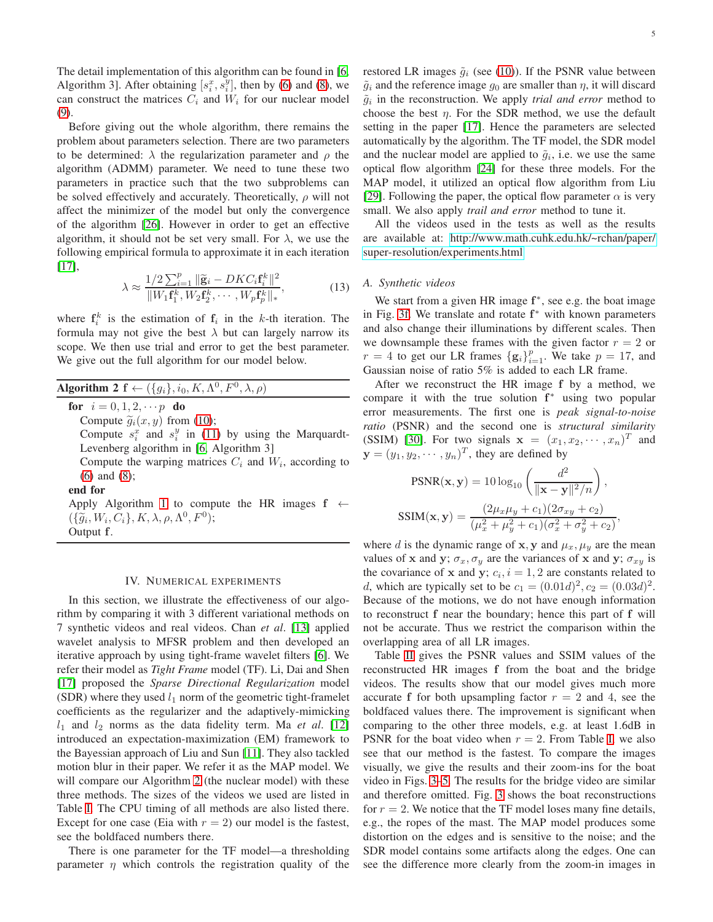The detail implementation of this algorithm can be found in [6, Algorithm 3]. After obtaining $[s_i^x, s_i^y]$, then by (6) and (8), we can construct the matrices $C_i$ and $W_i$ for our nuclear model (9).

Before giving out the whole algorithm, there remains the problem about parameters selection. There are two parameters to be determined: $\lambda$ the regularization parameter and $\rho$ the algorithm (ADMM) parameter. We need to tune these two parameters in practice such that the two subproblems can be solved effectively and accurately. Theoretically, $\rho$ will not affect the minimizer of the model but only the convergence of the algorithm [26]. However in order to get an effective algorithm, it should not be set very small. For $\lambda$, we use the following empirical formula to approximate it in each iteration [17],

$$\lambda \approx \frac{1/2 \sum_{i=1}^{p} \|\widetilde{\mathbf{g}}_i - DKC_i \mathbf{f}_i^k\|^2}{\|W_1 \mathbf{f}_1^k, W_2 \mathbf{f}_2^k, \cdots, W_p \mathbf{f}_p^k\|_*}, \tag{13}$$

where $\mathbf{f}_i^k$ is the estimation of $\mathbf{f}_i$ in the $k$-th iteration. The formula may not give the best $\lambda$ but can largely narrow its scope. We then use trial and error to get the best parameter. We give out the full algorithm for our model below.

**Algorithm 2** $\mathbf{f} \leftarrow (\{g_i\}, i_0, K, \Lambda^0, F^0, \lambda, \rho)$

```
for i = 0, 1, 2, ··· p do
    Compute g̃_i(x, y) from (10);
    Compute s_i^x and s_i^y in (11) by using the Marquardt-
    Levenberg algorithm in [6, Algorithm 3]
    Compute the warping matrices C_i and W_i, according to
    (6) and (8);
end for
Apply Algorithm 1 to compute the HR images f ←
({g̃_i, W_i, C_i}, K, λ, ρ, Λ^0, F^0);
Output f.
```

## IV. Numerical experiments

In this section, we illustrate the effectiveness of our algorithm by comparing it with 3 different variational methods on 7 synthetic videos and real videos. Chan *et al*. [13] applied wavelet analysis to MFSR problem and then developed an iterative approach by using tight-frame wavelet filters [6]. We refer their model as *Tight Frame* model (TF). Li, Dai and Shen [17] proposed the *Sparse Directional Regularization* model (SDR) where they used $l_1$ norm of the geometric tight-framelet coefficients as the regularizer and the adaptively-mimicking $l_1$ and $l_2$ norms as the data fidelity term. Ma *et al*. [12] introduced an expectation-maximization (EM) framework to the Bayessian approach of Liu and Sun [11]. They also tackled motion blur in their paper. We refer it as the MAP model. We will compare our Algorithm 2 (the nuclear model) with these three methods. The sizes of the videos we used are listed in Table I. The CPU timing of all methods are also listed there. Except for one case (Eia with $r = 2$) our model is the fastest, see the boldfaced numbers there.

There is one parameter for the TF model—a thresholding parameter $\eta$ which controls the registration quality of the restored LR images $\tilde{g}_i$ (see (10)). If the PSNR value between $\tilde{g}_i$ and the reference image $g_0$ are smaller than $\eta$, it will discard $\tilde{g}_i$ in the reconstruction. We apply *trial and error* method to choose the best $\eta$. For the SDR method, we use the default setting in the paper [17]. Hence the parameters are selected automatically by the algorithm. The TF model, the SDR model and the nuclear model are applied to $\tilde{g}_i$, i.e. we use the same optical flow algorithm [24] for these three models. For the MAP model, it utilized an optical flow algorithm from Liu [29]. Following the paper, the optical flow parameter $\alpha$ is very small. We also apply *trail and error* method to tune it.

All the videos used in the tests as well as the results are available at: http://www.math.cuhk.edu.hk/~rchan/paper/super-resolution/experiments.html

### A. Synthetic videos

We start from a given HR image $\mathbf{f}^*$, see e.g. the boat image in Fig. 3f. We translate and rotate $\mathbf{f}^*$ with known parameters and also change their illuminations by different scales. Then we downsample these frames with the given factor $r = 2$ or $r = 4$ to get our LR frames $\{\mathbf{g}_i\}_{i=1}^{p}$. We take $p = 17$, and Gaussian noise of ratio 5% is added to each LR frame.

After we reconstruct the HR image $\mathbf{f}$ by a method, we compare it with the true solution $\mathbf{f}^*$ using two popular error measurements. The first one is *peak signal-to-noise ratio* (PSNR) and the second one is *structural similarity* (SSIM) [30]. For two signals $\mathbf{x} = (x_1, x_2, \cdots, x_n)^T$ and $\mathbf{y} = (y_1, y_2, \cdots, y_n)^T$, they are defined by

$$\text{PSNR}(\mathbf{x}, \mathbf{y}) = 10 \log_{10} \left( \frac{d^2}{\|\mathbf{x} - \mathbf{y}\|^2 / n} \right),$$

$$\text{SSIM}(\mathbf{x}, \mathbf{y}) = \frac{(2\mu_x \mu_y + c_1)(2\sigma_{xy} + c_2)}{(\mu_x^2 + \mu_y^2 + c_1)(\sigma_x^2 + \sigma_y^2 + c_2)},$$

where $d$ is the dynamic range of $\mathbf{x}, \mathbf{y}$ and $\mu_x, \mu_y$ are the mean values of $\mathbf{x}$ and $\mathbf{y}$; $\sigma_x, \sigma_y$ are the variances of $\mathbf{x}$ and $\mathbf{y}$; $\sigma_{xy}$ is the covariance of $\mathbf{x}$ and $\mathbf{y}$; $c_i, i = 1, 2$ are constants related to $d$, which are typically set to be $c_1 = (0.01d)^2, c_2 = (0.03d)^2$. Because of the motions, we do not have enough information to reconstruct $\mathbf{f}$ near the boundary; hence this part of $\mathbf{f}$ will not be accurate. Thus we restrict the comparison within the overlapping area of all LR images.

Table II gives the PSNR values and SSIM values of the reconstructed HR images $\mathbf{f}$ from the boat and the bridge videos. The results show that our model gives much more accurate $\mathbf{f}$ for both upsampling factor $r = 2$ and 4, see the boldfaced values there. The improvement is significant when comparing to the other three models, e.g. at least 1.6dB in PSNR for the boat video when $r = 2$. From Table I, we also see that our method is the fastest. To compare the images visually, we give the results and their zoom-ins for the boat video in Figs. 3–5. The results for the bridge video are similar and therefore omitted. Fig. 3 shows the boat reconstructions for $r = 2$. We notice that the TF model loses many fine details, e.g., the ropes of the mast. The MAP model produces some distortion on the edges and is sensitive to the noise; and the SDR model contains some artifacts along the edges. One can see the difference more clearly from the zoom-in images in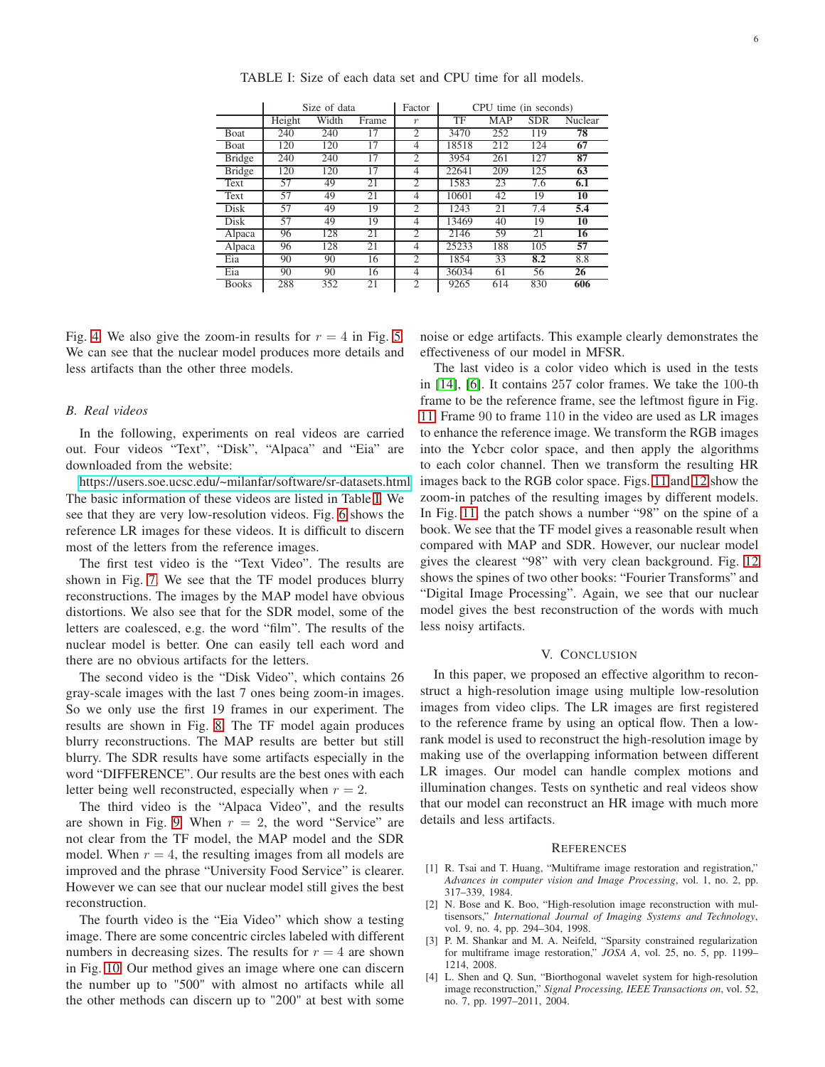TABLE I: Size of each data set and CPU time for all models.

| | Size of data | | | Factor | CPU time (in seconds) | | | |
|---|---|---|---|---|---|---|---|---|
| | Height | Width | Frame | $r$ | TF | MAP | SDR | Nuclear |
| Boat | 240 | 240 | 17 | 2 | 3470 | 252 | 119 | **78** |
| Boat | 120 | 120 | 17 | 4 | 18518 | 212 | 124 | **67** |
| Bridge | 240 | 240 | 17 | 2 | 3954 | 261 | 127 | **87** |
| Bridge | 120 | 120 | 17 | 4 | 22641 | 209 | 125 | **63** |
| Text | 57 | 49 | 21 | 2 | 1583 | 23 | 7.6 | **6.1** |
| Text | 57 | 49 | 21 | 4 | 10601 | 42 | 19 | **10** |
| Disk | 57 | 49 | 19 | 2 | 1243 | 21 | 7.4 | **5.4** |
| Disk | 57 | 49 | 19 | 4 | 13469 | 40 | 19 | **10** |
| Alpaca | 96 | 128 | 21 | 2 | 2146 | 59 | 21 | **16** |
| Alpaca | 96 | 128 | 21 | 4 | 25233 | 188 | 105 | **57** |
| Eia | 90 | 90 | 16 | 2 | 1854 | 33 | **8.2** | 8.8 |
| Eia | 90 | 90 | 16 | 4 | 36034 | 61 | 56 | **26** |
| Books | 288 | 352 | 21 | 2 | 9265 | 614 | 830 | **606** |

Fig. 4. We also give the zoom-in results for $r = 4$ in Fig. 5. We can see that the nuclear model produces more details and less artifacts than the other three models.

### B. Real videos

In the following, experiments on real videos are carried out. Four videos "Text", "Disk", "Alpaca" and "Eia" are downloaded from the website: https://users.soe.ucsc.edu/~milanfar/software/sr-datasets.html The basic information of these videos are listed in Table I. We see that they are very low-resolution videos. Fig. 6 shows the reference LR images for these videos. It is difficult to discern most of the letters from the reference images.

The first test video is the "Text Video". The results are shown in Fig. 7. We see that the TF model produces blurry reconstructions. The images by the MAP model have obvious distortions. We also see that for the SDR model, some of the letters are coalesced, e.g. the word "film". The results of the nuclear model is better. One can easily tell each word and there are no obvious artifacts for the letters.

The second video is the "Disk Video", which contains 26 gray-scale images with the last 7 ones being zoom-in images. So we only use the first 19 frames in our experiment. The results are shown in Fig. 8. The TF model again produces blurry reconstructions. The MAP results are better but still blurry. The SDR results have some artifacts especially in the word "DIFFERENCE". Our results are the best ones with each letter being well reconstructed, especially when $r = 2$.

The third video is the "Alpaca Video", and the results are shown in Fig. 9. When $r = 2$, the word "Service" are not clear from the TF model, the MAP model and the SDR model. When $r = 4$, the resulting images from all models are improved and the phrase "University Food Service" is clearer. However we can see that our nuclear model still gives the best reconstruction.

The fourth video is the "Eia Video" which show a testing image. There are some concentric circles labeled with different numbers in decreasing sizes. The results for $r = 4$ are shown in Fig. 10. Our method gives an image where one can discern the number up to "500" with almost no artifacts while all the other methods can discern up to "200" at best with some noise or edge artifacts. This example clearly demonstrates the effectiveness of our model in MFSR.

The last video is a color video which is used in the tests in [14], [6]. It contains 257 color frames. We take the 100-th frame to be the reference frame, see the leftmost figure in Fig. 11. Frame 90 to frame 110 in the video are used as LR images to enhance the reference image. We transform the RGB images into the Ycbcr color space, and then apply the algorithms to each color channel. Then we transform the resulting HR images back to the RGB color space. Figs. 11 and 12 show the zoom-in patches of the resulting images by different models. In Fig. 11, the patch shows a number "98" on the spine of a book. We see that the TF model gives a reasonable result when compared with MAP and SDR. However, our nuclear model gives the clearest "98" with very clean background. Fig. 12 shows the spines of two other books: "Fourier Transforms" and "Digital Image Processing". Again, we see that our nuclear model gives the best reconstruction of the words with much less noisy artifacts.

## V. Conclusion

In this paper, we proposed an effective algorithm to reconstruct a high-resolution image using multiple low-resolution images from video clips. The LR images are first registered to the reference frame by using an optical flow. Then a low-rank model is used to reconstruct the high-resolution image by making use of the overlapping information between different LR images. Our model can handle complex motions and illumination changes. Tests on synthetic and real videos show that our model can reconstruct an HR image with much more details and less artifacts.

## References

[1] R. Tsai and T. Huang, "Multiframe image restoration and registration," *Advances in computer vision and Image Processing*, vol. 1, no. 2, pp. 317–339, 1984.

[2] N. Bose and K. Boo, "High-resolution image reconstruction with multisensors," *International Journal of Imaging Systems and Technology*, vol. 9, no. 4, pp. 294–304, 1998.

[3] P. M. Shankar and M. A. Neifeld, "Sparsity constrained regularization for multiframe image restoration," *JOSA A*, vol. 25, no. 5, pp. 1199–1214, 2008.

[4] L. Shen and Q. Sun, "Biorthogonal wavelet system for high-resolution image reconstruction," *Signal Processing, IEEE Transactions on*, vol. 52, no. 7, pp. 1997–2011, 2004.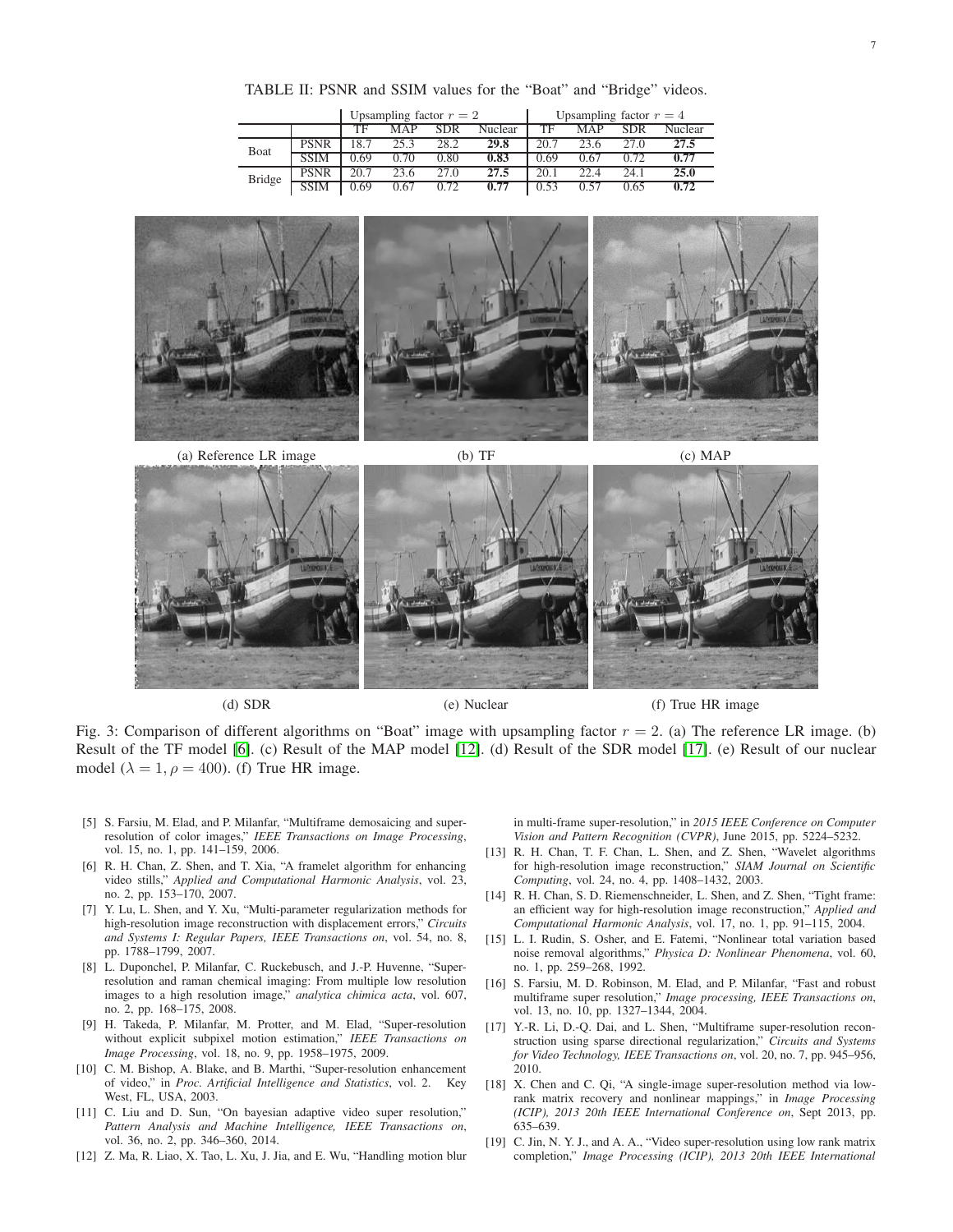TABLE II: PSNR and SSIM values for the "Boat" and "Bridge" videos.

| | | Upsampling factor $r = 2$ | | | | Upsampling factor $r = 4$ | | | |
|---|---|---|---|---|---|---|---|---|---|
| | | TF | MAP | SDR | Nuclear | TF | MAP | SDR | Nuclear |
| Boat | PSNR | 18.7 | 25.3 | 28.2 | **29.8** | 20.7 | 23.6 | 27.0 | **27.5** |
| | SSIM | 0.69 | 0.70 | 0.80 | **0.83** | 0.69 | 0.67 | 0.72 | **0.77** |
| Bridge | PSNR | 20.7 | 23.6 | 27.0 | **27.5** | 20.1 | 22.4 | 24.1 | **25.0** |
| | SSIM | 0.69 | 0.67 | 0.72 | **0.77** | 0.53 | 0.57 | 0.65 | **0.72** |

(a) Reference LR image (b) TF (c) MAP

(d) SDR (e) Nuclear (f) True HR image

Fig. 3: Comparison of different algorithms on "Boat" image with upsampling factor $r = 2$. (a) The reference LR image. (b) Result of the TF model [6]. (c) Result of the MAP model [12]. (d) Result of the SDR model [17]. (e) Result of our nuclear model ($\lambda = 1, \rho = 400$). (f) True HR image.

[5] S. Farsiu, M. Elad, and P. Milanfar, "Multiframe demosaicing and super-resolution of color images," *IEEE Transactions on Image Processing*, vol. 15, no. 1, pp. 141–159, 2006.

[6] R. H. Chan, Z. Shen, and T. Xia, "A framelet algorithm for enhancing video stills," *Applied and Computational Harmonic Analysis*, vol. 23, no. 2, pp. 153–170, 2007.

[7] Y. Lu, L. Shen, and Y. Xu, "Multi-parameter regularization methods for high-resolution image reconstruction with displacement errors," *Circuits and Systems I: Regular Papers, IEEE Transactions on*, vol. 54, no. 8, pp. 1788–1799, 2007.

[8] L. Duponchel, P. Milanfar, C. Ruckebusch, and J.-P. Huvenne, "Super-resolution and raman chemical imaging: From multiple low resolution images to a high resolution image," *analytica chimica acta*, vol. 607, no. 2, pp. 168–175, 2008.

[9] H. Takeda, P. Milanfar, M. Protter, and M. Elad, "Super-resolution without explicit subpixel motion estimation," *IEEE Transactions on Image Processing*, vol. 18, no. 9, pp. 1958–1975, 2009.

[10] C. M. Bishop, A. Blake, and B. Marthi, "Super-resolution enhancement of video," in *Proc. Artificial Intelligence and Statistics*, vol. 2. Key West, FL, USA, 2003.

[11] C. Liu and D. Sun, "On bayesian adaptive video super resolution," *Pattern Analysis and Machine Intelligence, IEEE Transactions on*, vol. 36, no. 2, pp. 346–360, 2014.

[12] Z. Ma, R. Liao, X. Tao, L. Xu, J. Jia, and E. Wu, "Handling motion blur in multi-frame super-resolution," in *2015 IEEE Conference on Computer Vision and Pattern Recognition (CVPR)*, June 2015, pp. 5224–5232.

[13] R. H. Chan, T. F. Chan, L. Shen, and Z. Shen, "Wavelet algorithms for high-resolution image reconstruction," *SIAM Journal on Scientific Computing*, vol. 24, no. 4, pp. 1408–1432, 2003.

[14] R. H. Chan, S. D. Riemenschneider, L. Shen, and Z. Shen, "Tight frame: an efficient way for high-resolution image reconstruction," *Applied and Computational Harmonic Analysis*, vol. 17, no. 1, pp. 91–115, 2004.

[15] L. I. Rudin, S. Osher, and E. Fatemi, "Nonlinear total variation based noise removal algorithms," *Physica D: Nonlinear Phenomena*, vol. 60, no. 1, pp. 259–268, 1992.

[16] S. Farsiu, M. D. Robinson, M. Elad, and P. Milanfar, "Fast and robust multiframe super resolution," *Image processing, IEEE Transactions on*, vol. 13, no. 10, pp. 1327–1344, 2004.

[17] Y.-R. Li, D.-Q. Dai, and L. Shen, "Multiframe super-resolution reconstruction using sparse directional regularization," *Circuits and Systems for Video Technology, IEEE Transactions on*, vol. 20, no. 7, pp. 945–956, 2010.

[18] X. Chen and C. Qi, "A single-image super-resolution method via low-rank matrix recovery and nonlinear mappings," in *Image Processing (ICIP), 2013 20th IEEE International Conference on*, Sept 2013, pp. 635–639.

[19] C. Jin, N. Y. J., and A. A., "Video super-resolution using low rank matrix completion," *Image Processing (ICIP), 2013 20th IEEE International*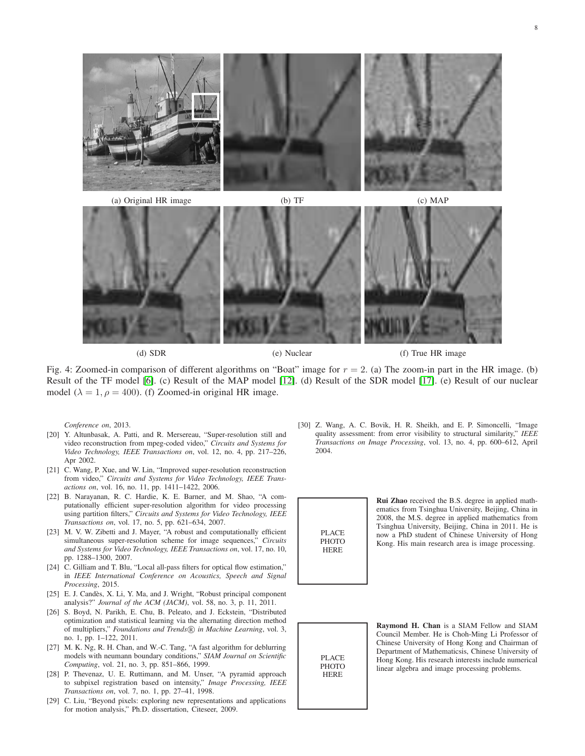(a) Original HR image (b) TF (c) MAP

(d) SDR (e) Nuclear (f) True HR image

Fig. 4: Zoomed-in comparison of different algorithms on "Boat" image for $r = 2$. (a) The zoom-in part in the HR image. (b) Result of the TF model [6]. (c) Result of the MAP model [12]. (d) Result of the SDR model [17]. (e) Result of our nuclear model ($\lambda = 1, \rho = 400$). (f) Zoomed-in original HR image.

*Conference on*, 2013.

[20] Y. Altunbasak, A. Patti, and R. Mersereau, "Super-resolution still and video reconstruction from mpeg-coded video," *Circuits and Systems for Video Technology, IEEE Transactions on*, vol. 12, no. 4, pp. 217–226, Apr 2002.

[21] C. Wang, P. Xue, and W. Lin, "Improved super-resolution reconstruction from video," *Circuits and Systems for Video Technology, IEEE Transactions on*, vol. 16, no. 11, pp. 1411–1422, 2006.

[22] B. Narayanan, R. C. Hardie, K. E. Barner, and M. Shao, "A computationally efficient super-resolution algorithm for video processing using partition filters," *Circuits and Systems for Video Technology, IEEE Transactions on*, vol. 17, no. 5, pp. 621–634, 2007.

[23] M. V. W. Zibetti and J. Mayer, "A robust and computationally efficient simultaneous super-resolution scheme for image sequences," *Circuits and Systems for Video Technology, IEEE Transactions on*, vol. 17, no. 10, pp. 1288–1300, 2007.

[24] C. Gilliam and T. Blu, "Local all-pass filters for optical flow estimation," in *IEEE International Conference on Acoustics, Speech and Signal Processing*, 2015.

[25] E. J. Candès, X. Li, Y. Ma, and J. Wright, "Robust principal component analysis?" *Journal of the ACM (JACM)*, vol. 58, no. 3, p. 11, 2011.

[26] S. Boyd, N. Parikh, E. Chu, B. Peleato, and J. Eckstein, "Distributed optimization and statistical learning via the alternating direction method of multipliers," *Foundations and Trends® in Machine Learning*, vol. 3, no. 1, pp. 1–122, 2011.

[27] M. K. Ng, R. H. Chan, and W.-C. Tang, "A fast algorithm for deblurring models with neumann boundary conditions," *SIAM Journal on Scientific Computing*, vol. 21, no. 3, pp. 851–866, 1999.

[28] P. Thevenaz, U. E. Ruttimann, and M. Unser, "A pyramid approach to subpixel registration based on intensity," *Image Processing, IEEE Transactions on*, vol. 7, no. 1, pp. 27–41, 1998.

[29] C. Liu, "Beyond pixels: exploring new representations and applications for motion analysis," Ph.D. dissertation, Citeseer, 2009.

[30] Z. Wang, A. C. Bovik, H. R. Sheikh, and E. P. Simoncelli, "Image quality assessment: from error visibility to structural similarity," *IEEE Transactions on Image Processing*, vol. 13, no. 4, pp. 600–612, April 2004.

PLACE PHOTO HERE

**Rui Zhao** received the B.S. degree in applied mathematics from Tsinghua University, Beijing, China in 2008, the M.S. degree in applied mathematics from Tsinghua University, Beijing, China in 2011. He is now a PhD student of Chinese University of Hong Kong. His main research area is image processing.

PLACE PHOTO HERE

**Raymond H. Chan** is a SIAM Fellow and SIAM Council Member. He is Choh-Ming Li Professor of Chinese University of Hong Kong and Chairman of Department of Mathematicsis, Chinese University of Hong Kong. His research interests include numerical linear algebra and image processing problems.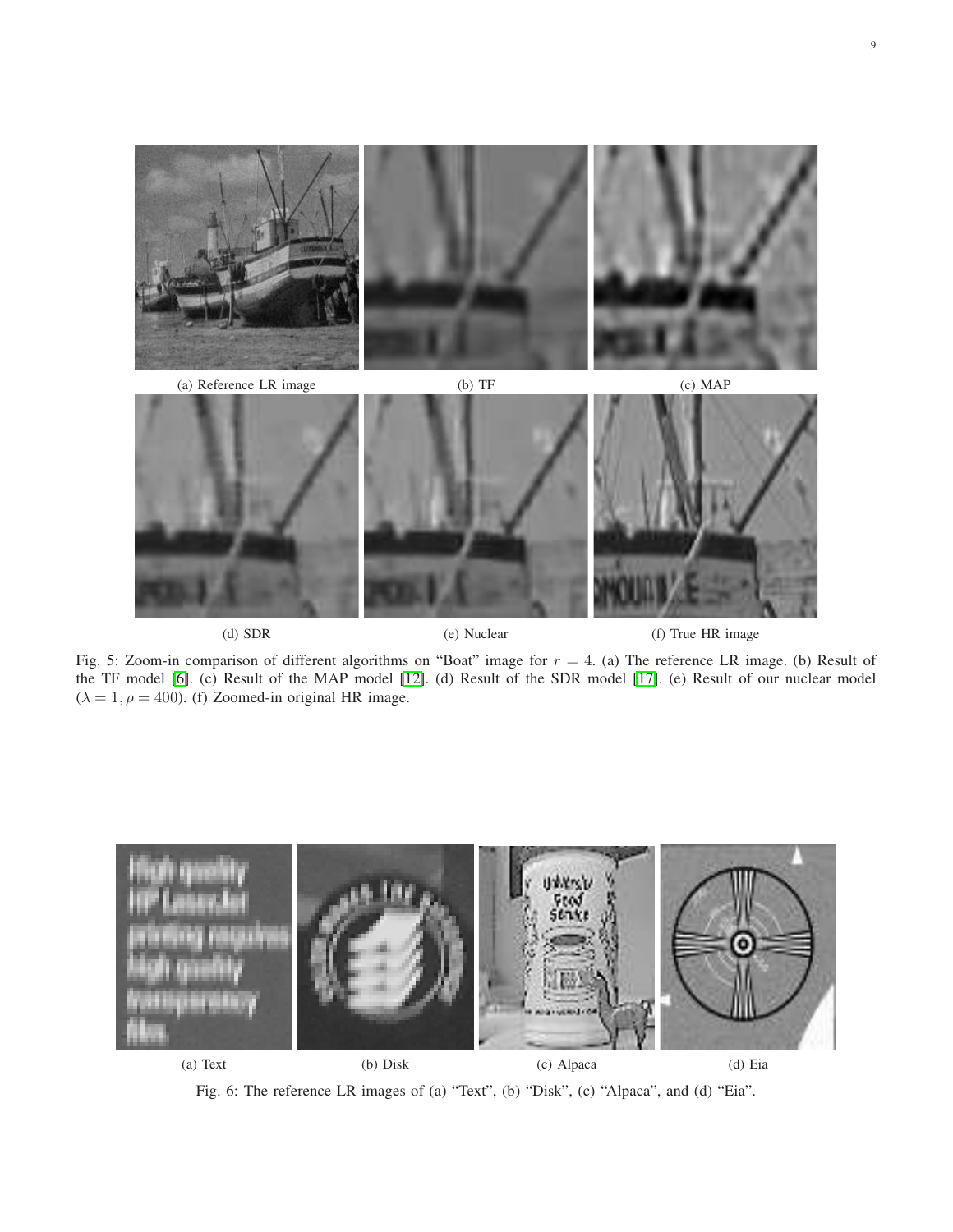(a) Reference LR image

(b) TF

(c) MAP

(d) SDR

(e) Nuclear

(f) True HR image

Fig. 5: Zoom-in comparison of different algorithms on "Boat" image for $r = 4$. (a) The reference LR image. (b) Result of the TF model [6]. (c) Result of the MAP model [12]. (d) Result of the SDR model [17]. (e) Result of our nuclear model ($\lambda = 1, \rho = 400$). (f) Zoomed-in original HR image.

(a) Text

(b) Disk

(c) Alpaca

(d) Eia

Fig. 6: The reference LR images of (a) "Text", (b) "Disk", (c) "Alpaca", and (d) "Eia".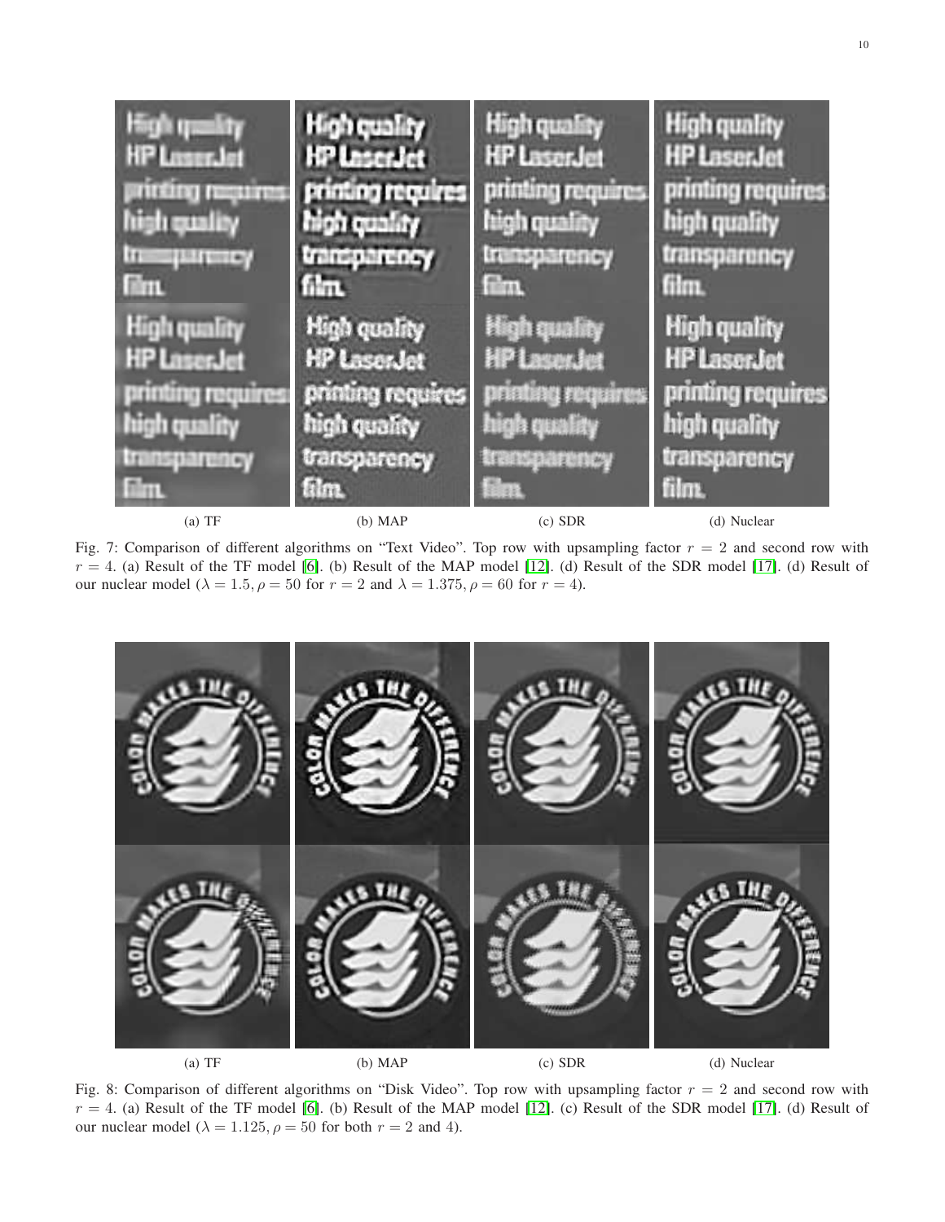(a) TF (b) MAP (c) SDR (d) Nuclear

Fig. 7: Comparison of different algorithms on "Text Video". Top row with upsampling factor $r = 2$ and second row with $r = 4$. (a) Result of the TF model [6]. (b) Result of the MAP model [12]. (d) Result of the SDR model [17]. (d) Result of our nuclear model ($\lambda = 1.5, \rho = 50$ for $r = 2$ and $\lambda = 1.375, \rho = 60$ for $r = 4$).

(a) TF (b) MAP (c) SDR (d) Nuclear

Fig. 8: Comparison of different algorithms on "Disk Video". Top row with upsampling factor $r = 2$ and second row with $r = 4$. (a) Result of the TF model [6]. (b) Result of the MAP model [12]. (c) Result of the SDR model [17]. (d) Result of our nuclear model ($\lambda = 1.125, \rho = 50$ for both $r = 2$ and 4).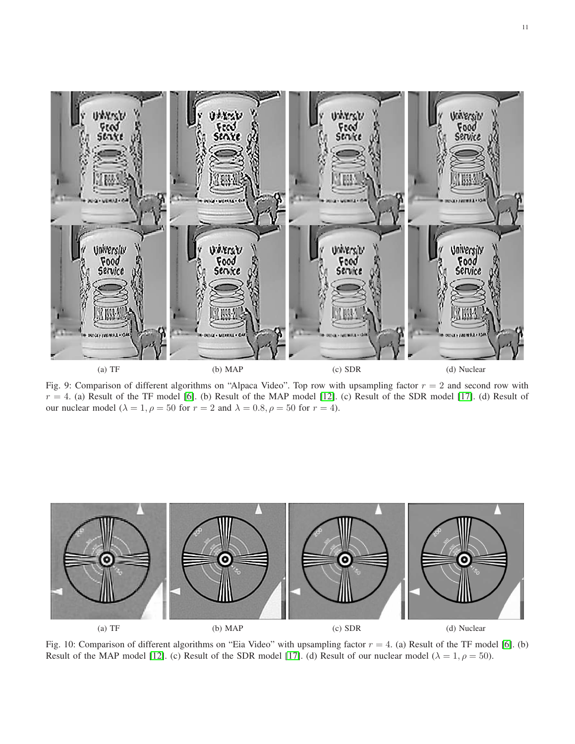(a) TF (b) MAP (c) SDR (d) Nuclear

Fig. 9: Comparison of different algorithms on "Alpaca Video". Top row with upsampling factor $r = 2$ and second row with $r = 4$. (a) Result of the TF model [6]. (b) Result of the MAP model [12]. (c) Result of the SDR model [17]. (d) Result of our nuclear model ($\lambda = 1, \rho = 50$ for $r = 2$ and $\lambda = 0.8, \rho = 50$ for $r = 4$).

(a) TF (b) MAP (c) SDR (d) Nuclear

Fig. 10: Comparison of different algorithms on "Eia Video" with upsampling factor $r = 4$. (a) Result of the TF model [6]. (b) Result of the MAP model [12]. (c) Result of the SDR model [17]. (d) Result of our nuclear model ($\lambda = 1, \rho = 50$).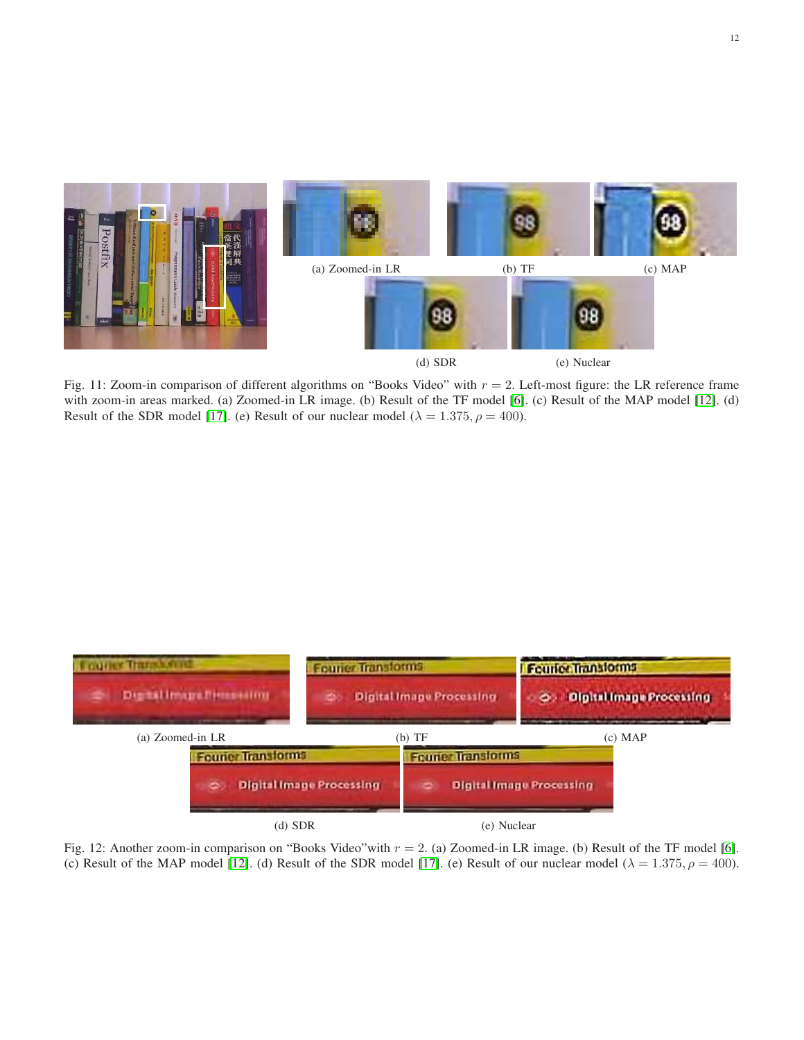(a) Zoomed-in LR

(b) TF

(c) MAP

(d) SDR

(e) Nuclear

Fig. 11: Zoom-in comparison of different algorithms on "Books Video" with $r = 2$. Left-most figure: the LR reference frame with zoom-in areas marked. (a) Zoomed-in LR image. (b) Result of the TF model [6]. (c) Result of the MAP model [12]. (d) Result of the SDR model [17]. (e) Result of our nuclear model ($\lambda = 1.375, \rho = 400$).

(a) Zoomed-in LR

(b) TF

(c) MAP

(d) SDR

(e) Nuclear

Fig. 12: Another zoom-in comparison on "Books Video"with $r = 2$. (a) Zoomed-in LR image. (b) Result of the TF model [6]. (c) Result of the MAP model [12]. (d) Result of the SDR model [17]. (e) Result of our nuclear model ($\lambda = 1.375, \rho = 400$).